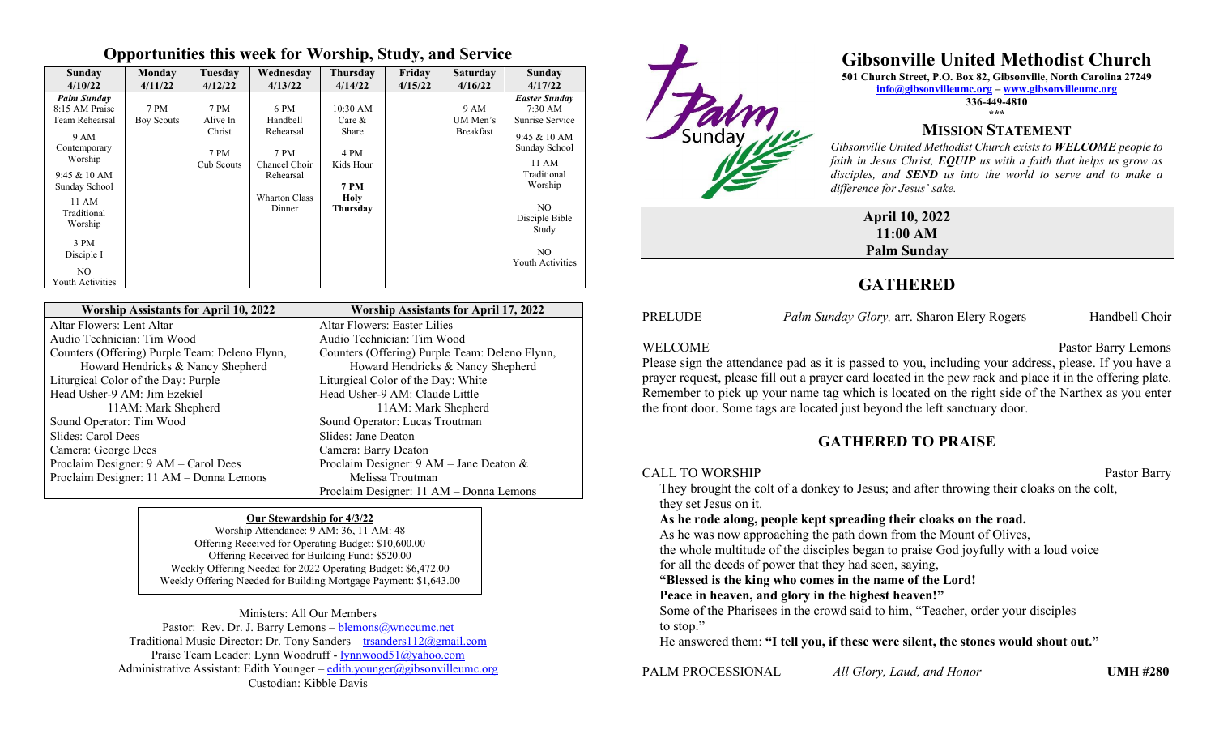## Opportunities this week for Worship, Study, and Service

| Sunday 4/10/22 | Monday 4/11/22 | Tuesday 4/12/22 | Wednesday 4/13/22 | Thursday 4/14/22 | Friday 4/15/22 | Saturday 4/16/22 | Sunday 4/17/22 |
|---|---|---|---|---|---|---|---|
| ***Palm Sunday*** 8:15 AM Praise Team Rehearsal<br>9 AM Contemporary Worship<br>9:45 & 10 AM Sunday School<br>11 AM Traditional Worship<br>3 PM Disciple I<br>NO Youth Activities | 7 PM Boy Scouts | 7 PM Alive In Christ<br>7 PM Cub Scouts | 6 PM Handbell Rehearsal<br>7 PM Chancel Choir Rehearsal<br>Wharton Class Dinner | 10:30 AM Care & Share<br>4 PM Kids Hour<br>**7 PM Holy Thursday** | | 9 AM UM Men's Breakfast | ***Easter Sunday*** 7:30 AM Sunrise Service<br>9:45 & 10 AM Sunday School<br>11 AM Traditional Worship<br>NO Disciple Bible Study<br>NO Youth Activities |

| Worship Assistants for April 10, 2022 | Worship Assistants for April 17, 2022 |
|---|---|
| Altar Flowers: Lent Altar | Altar Flowers: Easter Lilies |
| Audio Technician: Tim Wood | Audio Technician: Tim Wood |
| Counters (Offering) Purple Team: Deleno Flynn, Howard Hendricks & Nancy Shepherd | Counters (Offering) Purple Team: Deleno Flynn, Howard Hendricks & Nancy Shepherd |
| Liturgical Color of the Day: Purple | Liturgical Color of the Day: White |
| Head Usher-9 AM: Jim Ezekiel<br>11AM: Mark Shepherd | Head Usher-9 AM: Claude Little<br>11AM: Mark Shepherd |
| Sound Operator: Tim Wood | Sound Operator: Lucas Troutman |
| Slides: Carol Dees | Slides: Jane Deaton |
| Camera: George Dees | Camera: Barry Deaton |
| Proclaim Designer: 9 AM – Carol Dees | Proclaim Designer: 9 AM – Jane Deaton & Melissa Troutman |
| Proclaim Designer: 11 AM – Donna Lemons | Proclaim Designer: 11 AM – Donna Lemons |

**Our Stewardship for 4/3/22**

Worship Attendance: 9 AM: 36, 11 AM: 48
Offering Received for Operating Budget: $10,600.00
Offering Received for Building Fund: $520.00
Weekly Offering Needed for 2022 Operating Budget: $6,472.00
Weekly Offering Needed for Building Mortgage Payment: $1,643.00

Ministers: All Our Members
Pastor: Rev. Dr. J. Barry Lemons – blemons@wnccumc.net
Traditional Music Director: Dr. Tony Sanders – trsanders112@gmail.com
Praise Team Leader: Lynn Woodruff - lynnwood51@yahoo.com
Administrative Assistant: Edith Younger – edith.younger@gibsonvilleumc.org
Custodian: Kibble Davis

Palm Sunday

# Gibsonville United Methodist Church

**501 Church Street, P.O. Box 82, Gibsonville, North Carolina 27249**
**info@gibsonvilleumc.org – www.gibsonvilleumc.org**
**336-449-4810**
***

### MISSION STATEMENT

*Gibsonville United Methodist Church exists to **WELCOME** people to faith in Jesus Christ, **EQUIP** us with a faith that helps us grow as disciples, and **SEND** us into the world to serve and to make a difference for Jesus' sake.*

**April 10, 2022**
**11:00 AM**
**Palm Sunday**

## GATHERED

PRELUDE — *Palm Sunday Glory,* arr. Sharon Elery Rogers — Handbell Choir

WELCOME — Pastor Barry Lemons

Please sign the attendance pad as it is passed to you, including your address, please. If you have a prayer request, please fill out a prayer card located in the pew rack and place it in the offering plate. Remember to pick up your name tag which is located on the right side of the Narthex as you enter the front door. Some tags are located just beyond the left sanctuary door.

## GATHERED TO PRAISE

CALL TO WORSHIP — Pastor Barry

They brought the colt of a donkey to Jesus; and after throwing their cloaks on the colt, they set Jesus on it.
**As he rode along, people kept spreading their cloaks on the road.**
As he was now approaching the path down from the Mount of Olives, the whole multitude of the disciples began to praise God joyfully with a loud voice for all the deeds of power that they had seen, saying,
**"Blessed is the king who comes in the name of the Lord!**
**Peace in heaven, and glory in the highest heaven!"**
Some of the Pharisees in the crowd said to him, "Teacher, order your disciples to stop."
He answered them: **"I tell you, if these were silent, the stones would shout out."**

PALM PROCESSIONAL — *All Glory, Laud, and Honor* — **UMH #280**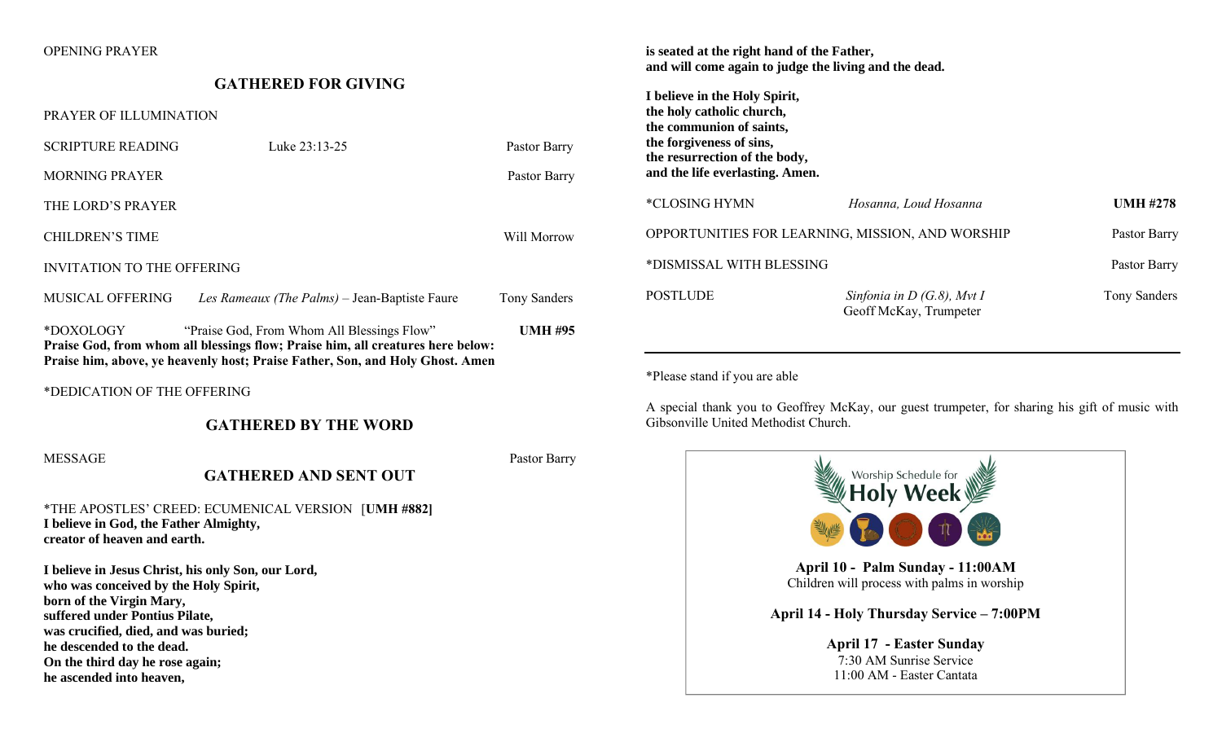OPENING PRAYER

## GATHERED FOR GIVING

PRAYER OF ILLUMINATION

SCRIPTURE READING — Luke 23:13-25 — Pastor Barry

MORNING PRAYER — Pastor Barry

THE LORD'S PRAYER

CHILDREN'S TIME — Will Morrow

INVITATION TO THE OFFERING

MUSICAL OFFERING — *Les Rameaux (The Palms)* – Jean-Baptiste Faure — Tony Sanders

*DOXOLOGY — "Praise God, From Whom All Blessings Flow" — **UMH #95**

**Praise God, from whom all blessings flow; Praise him, all creatures here below: Praise him, above, ye heavenly host; Praise Father, Son, and Holy Ghost. Amen**

*DEDICATION OF THE OFFERING

## GATHERED BY THE WORD

MESSAGE — Pastor Barry

## GATHERED AND SENT OUT

*THE APOSTLES' CREED: ECUMENICAL VERSION [**UMH #882**]

**I believe in God, the Father Almighty,**
**creator of heaven and earth.**

**I believe in Jesus Christ, his only Son, our Lord,**
**who was conceived by the Holy Spirit,**
**born of the Virgin Mary,**
**suffered under Pontius Pilate,**
**was crucified, died, and was buried;**
**he descended to the dead.**
**On the third day he rose again;**
**he ascended into heaven,**
**is seated at the right hand of the Father,**
**and will come again to judge the living and the dead.**

**I believe in the Holy Spirit,**
**the holy catholic church,**
**the communion of saints,**
**the forgiveness of sins,**
**the resurrection of the body,**
**and the life everlasting. Amen.**

*CLOSING HYMN — *Hosanna, Loud Hosanna* — **UMH #278**

OPPORTUNITIES FOR LEARNING, MISSION, AND WORSHIP — Pastor Barry

*DISMISSAL WITH BLESSING — Pastor Barry

POSTLUDE — *Sinfonia in D (G.8), Mvt I* — Geoff McKay, Trumpeter — Tony Sanders

---

*Please stand if you are able

A special thank you to Geoffrey McKay, our guest trumpeter, for sharing his gift of music with Gibsonville United Methodist Church.

Worship Schedule for
**Holy Week**

**April 10 - Palm Sunday - 11:00AM**
Children will process with palms in worship

**April 14 - Holy Thursday Service – 7:00PM**

**April 17 - Easter Sunday**
7:30 AM Sunrise Service
11:00 AM - Easter Cantata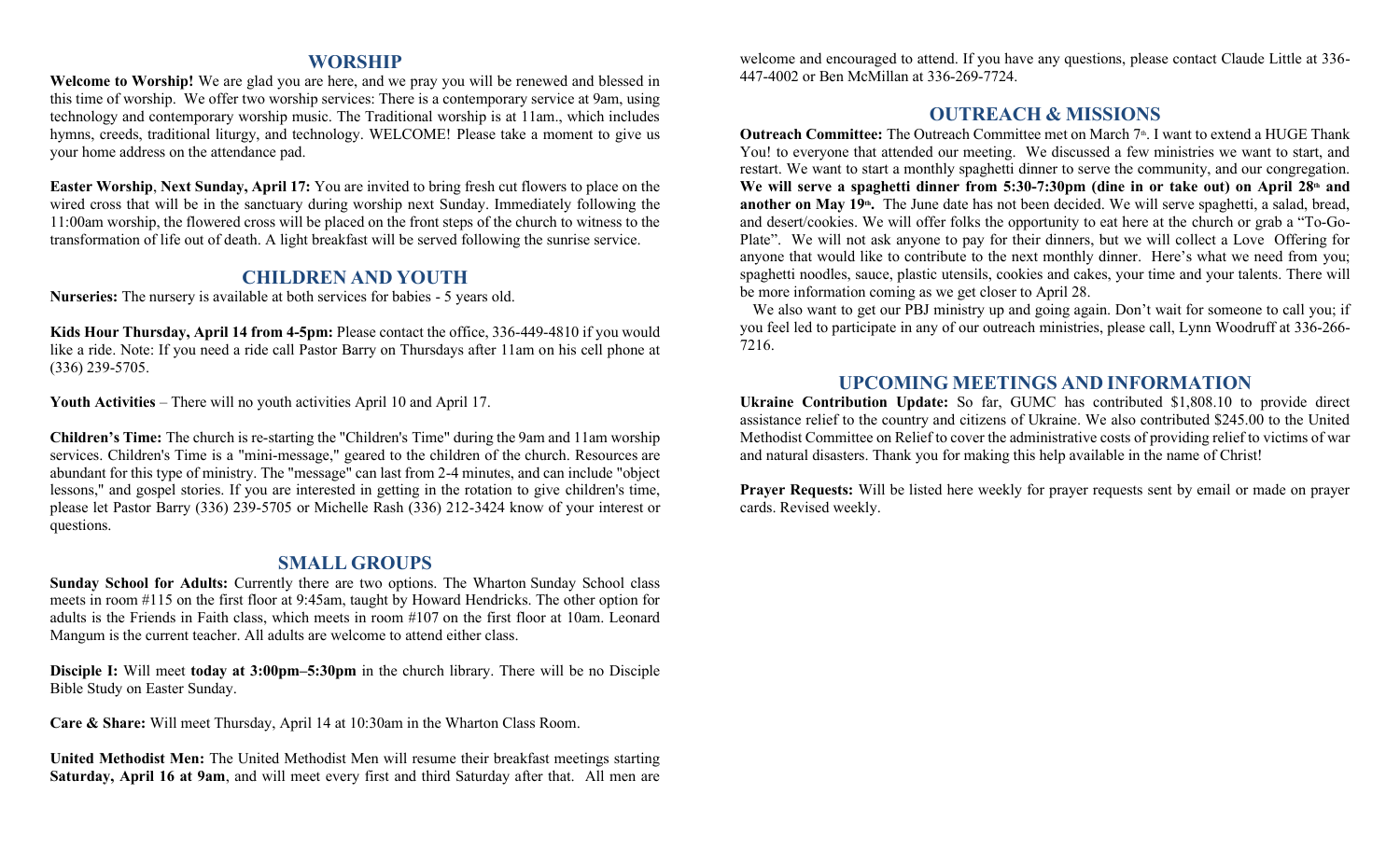## WORSHIP

**Welcome to Worship!** We are glad you are here, and we pray you will be renewed and blessed in this time of worship. We offer two worship services: There is a contemporary service at 9am, using technology and contemporary worship music. The Traditional worship is at 11am., which includes hymns, creeds, traditional liturgy, and technology. WELCOME! Please take a moment to give us your home address on the attendance pad.

**Easter Worship**, **Next Sunday, April 17:** You are invited to bring fresh cut flowers to place on the wired cross that will be in the sanctuary during worship next Sunday. Immediately following the 11:00am worship, the flowered cross will be placed on the front steps of the church to witness to the transformation of life out of death. A light breakfast will be served following the sunrise service.

## CHILDREN AND YOUTH

**Nurseries:** The nursery is available at both services for babies - 5 years old.

**Kids Hour Thursday, April 14 from 4-5pm:** Please contact the office, 336-449-4810 if you would like a ride. Note: If you need a ride call Pastor Barry on Thursdays after 11am on his cell phone at (336) 239-5705.

**Youth Activities** – There will no youth activities April 10 and April 17.

**Children's Time:** The church is re-starting the "Children's Time" during the 9am and 11am worship services. Children's Time is a "mini-message," geared to the children of the church. Resources are abundant for this type of ministry. The "message" can last from 2-4 minutes, and can include "object lessons," and gospel stories. If you are interested in getting in the rotation to give children's time, please let Pastor Barry (336) 239-5705 or Michelle Rash (336) 212-3424 know of your interest or questions.

## SMALL GROUPS

**Sunday School for Adults:** Currently there are two options. The Wharton Sunday School class meets in room #115 on the first floor at 9:45am, taught by Howard Hendricks. The other option for adults is the Friends in Faith class, which meets in room #107 on the first floor at 10am. Leonard Mangum is the current teacher. All adults are welcome to attend either class.

**Disciple I:** Will meet **today at 3:00pm–5:30pm** in the church library. There will be no Disciple Bible Study on Easter Sunday.

**Care & Share:** Will meet Thursday, April 14 at 10:30am in the Wharton Class Room.

**United Methodist Men:** The United Methodist Men will resume their breakfast meetings starting **Saturday, April 16 at 9am**, and will meet every first and third Saturday after that. All men are welcome and encouraged to attend. If you have any questions, please contact Claude Little at 336-447-4002 or Ben McMillan at 336-269-7724.

## OUTREACH & MISSIONS

**Outreach Committee:** The Outreach Committee met on March 7th. I want to extend a HUGE Thank You! to everyone that attended our meeting. We discussed a few ministries we want to start, and restart. We want to start a monthly spaghetti dinner to serve the community, and our congregation. **We will serve a spaghetti dinner from 5:30-7:30pm (dine in or take out) on April 28th and another on May 19th.** The June date has not been decided. We will serve spaghetti, a salad, bread, and desert/cookies. We will offer folks the opportunity to eat here at the church or grab a "To-Go-Plate". We will not ask anyone to pay for their dinners, but we will collect a Love Offering for anyone that would like to contribute to the next monthly dinner. Here's what we need from you; spaghetti noodles, sauce, plastic utensils, cookies and cakes, your time and your talents. There will be more information coming as we get closer to April 28.

We also want to get our PBJ ministry up and going again. Don't wait for someone to call you; if you feel led to participate in any of our outreach ministries, please call, Lynn Woodruff at 336-266-7216.

## UPCOMING MEETINGS AND INFORMATION

**Ukraine Contribution Update:** So far, GUMC has contributed $1,808.10 to provide direct assistance relief to the country and citizens of Ukraine. We also contributed $245.00 to the United Methodist Committee on Relief to cover the administrative costs of providing relief to victims of war and natural disasters. Thank you for making this help available in the name of Christ!

**Prayer Requests:** Will be listed here weekly for prayer requests sent by email or made on prayer cards. Revised weekly.